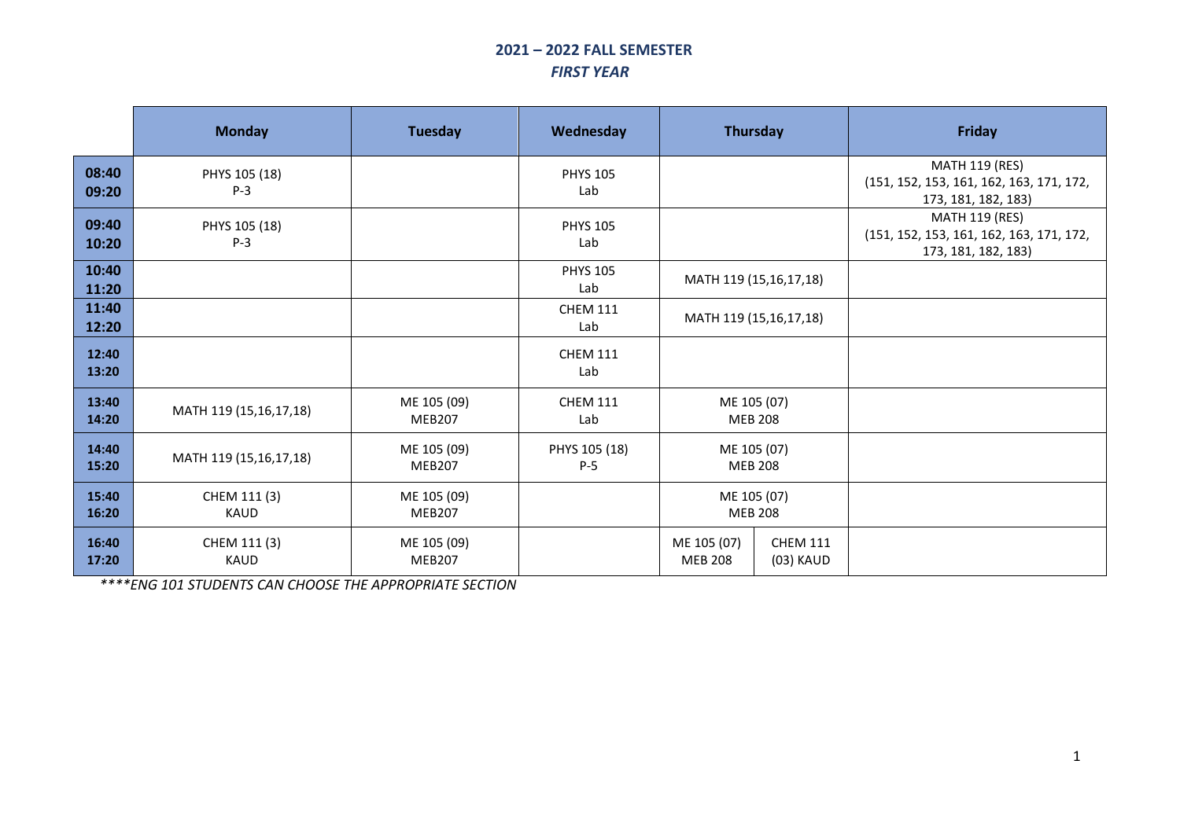## 2021 – 2022 FALL SEMESTER

### *FIRST YEAR*

| | Monday | Tuesday | Wednesday | Thursday | | Friday |
|---|---|---|---|---|---|---|
| **08:40 09:20** | PHYS 105 (18) P-3 | | PHYS 105 Lab | | | MATH 119 (RES) (151, 152, 153, 161, 162, 163, 171, 172, 173, 181, 182, 183) |
| **09:40 10:20** | PHYS 105 (18) P-3 | | PHYS 105 Lab | | | MATH 119 (RES) (151, 152, 153, 161, 162, 163, 171, 172, 173, 181, 182, 183) |
| **10:40 11:20** | | | PHYS 105 Lab | MATH 119 (15,16,17,18) | | |
| **11:40 12:20** | | | CHEM 111 Lab | MATH 119 (15,16,17,18) | | |
| **12:40 13:20** | | | CHEM 111 Lab | | | |
| **13:40 14:20** | MATH 119 (15,16,17,18) | ME 105 (09) MEB207 | CHEM 111 Lab | ME 105 (07) MEB 208 | | |
| **14:40 15:20** | MATH 119 (15,16,17,18) | ME 105 (09) MEB207 | PHYS 105 (18) P-5 | ME 105 (07) MEB 208 | | |
| **15:40 16:20** | CHEM 111 (3) KAUD | ME 105 (09) MEB207 | | ME 105 (07) MEB 208 | | |
| **16:40 17:20** | CHEM 111 (3) KAUD | ME 105 (09) MEB207 | | ME 105 (07) MEB 208 | CHEM 111 (03) KAUD | |

*\*\*\*\*ENG 101 STUDENTS CAN CHOOSE THE APPROPRIATE SECTION*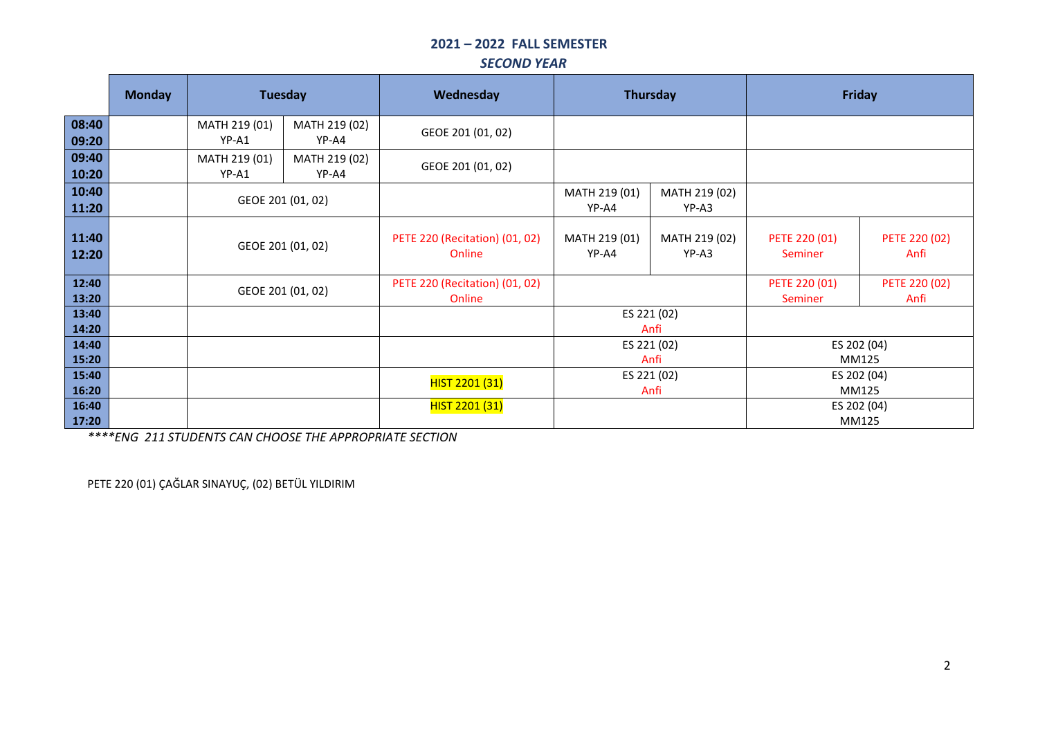**2021 – 2022 FALL SEMESTER**

***SECOND YEAR***

| | Monday | Tuesday | | Wednesday | Thursday | | Friday | |
|---|---|---|---|---|---|---|---|---|
| 08:40 09:20 | | MATH 219 (01) YP-A1 | MATH 219 (02) YP-A4 | GEOE 201 (01, 02) | | | | |
| 09:40 10:20 | | MATH 219 (01) YP-A1 | MATH 219 (02) YP-A4 | GEOE 201 (01, 02) | | | | |
| 10:40 11:20 | | GEOE 201 (01, 02) | | | MATH 219 (01) YP-A4 | MATH 219 (02) YP-A3 | | |
| 11:40 12:20 | | GEOE 201 (01, 02) | | PETE 220 (Recitation) (01, 02) Online | MATH 219 (01) YP-A4 | MATH 219 (02) YP-A3 | PETE 220 (01) Seminer | PETE 220 (02) Anfi |
| 12:40 13:20 | | GEOE 201 (01, 02) | | PETE 220 (Recitation) (01, 02) Online | | | PETE 220 (01) Seminer | PETE 220 (02) Anfi |
| 13:40 14:20 | | | | | ES 221 (02) Anfi | | | |
| 14:40 15:20 | | | | | ES 221 (02) Anfi | | ES 202 (04) MM125 | |
| 15:40 16:20 | | | | HIST 2201 (31) | ES 221 (02) Anfi | | ES 202 (04) MM125 | |
| 16:40 17:20 | | | | HIST 2201 (31) | | | ES 202 (04) MM125 | |

****ENG 211 STUDENTS CAN CHOOSE THE APPROPRIATE SECTION*

PETE 220 (01) ÇAĞLAR SINAYUÇ, (02) BETÜL YILDIRIM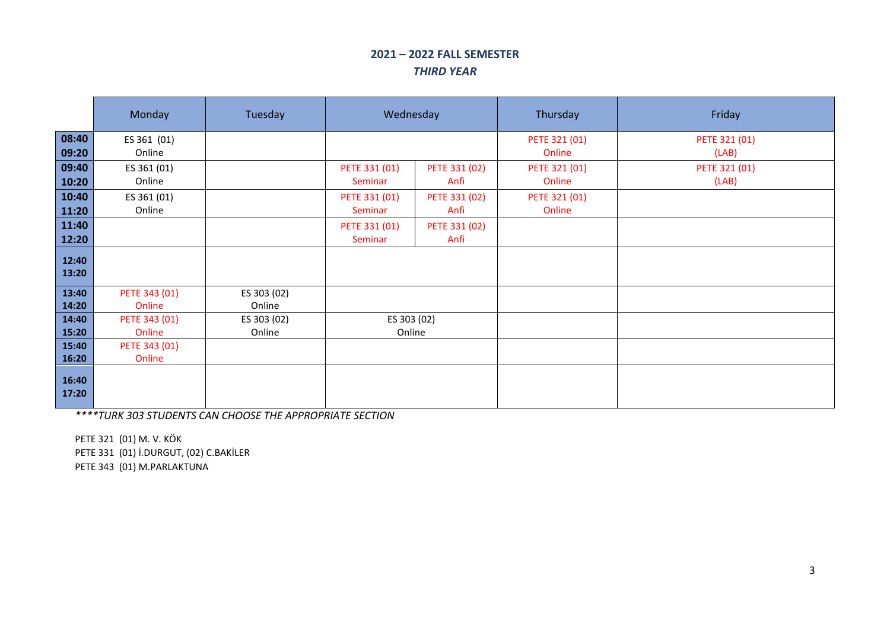**2021 – 2022 FALL SEMESTER**

***THIRD YEAR***

| | Monday | Tuesday | Wednesday | | Thursday | Friday |
|---|---|---|---|---|---|---|
| **08:40 09:20** | ES 361 (01) Online | | | | PETE 321 (01) Online | PETE 321 (01) (LAB) |
| **09:40 10:20** | ES 361 (01) Online | | PETE 331 (01) Seminar | PETE 331 (02) Anfi | PETE 321 (01) Online | PETE 321 (01) (LAB) |
| **10:40 11:20** | ES 361 (01) Online | | PETE 331 (01) Seminar | PETE 331 (02) Anfi | PETE 321 (01) Online | |
| **11:40 12:20** | | | PETE 331 (01) Seminar | PETE 331 (02) Anfi | | |
| **12:40 13:20** | | | | | | |
| **13:40 14:20** | PETE 343 (01) Online | ES 303 (02) Online | | | | |
| **14:40 15:20** | PETE 343 (01) Online | ES 303 (02) Online | ES 303 (02) Online | | | |
| **15:40 16:20** | PETE 343 (01) Online | | | | | |
| **16:40 17:20** | | | | | | |

****TURK 303 STUDENTS CAN CHOOSE THE APPROPRIATE SECTION*

PETE 321 (01) M. V. KÖK
PETE 331 (01) İ.DURGUT, (02) C.BAKİLER
PETE 343 (01) M.PARLAKTUNA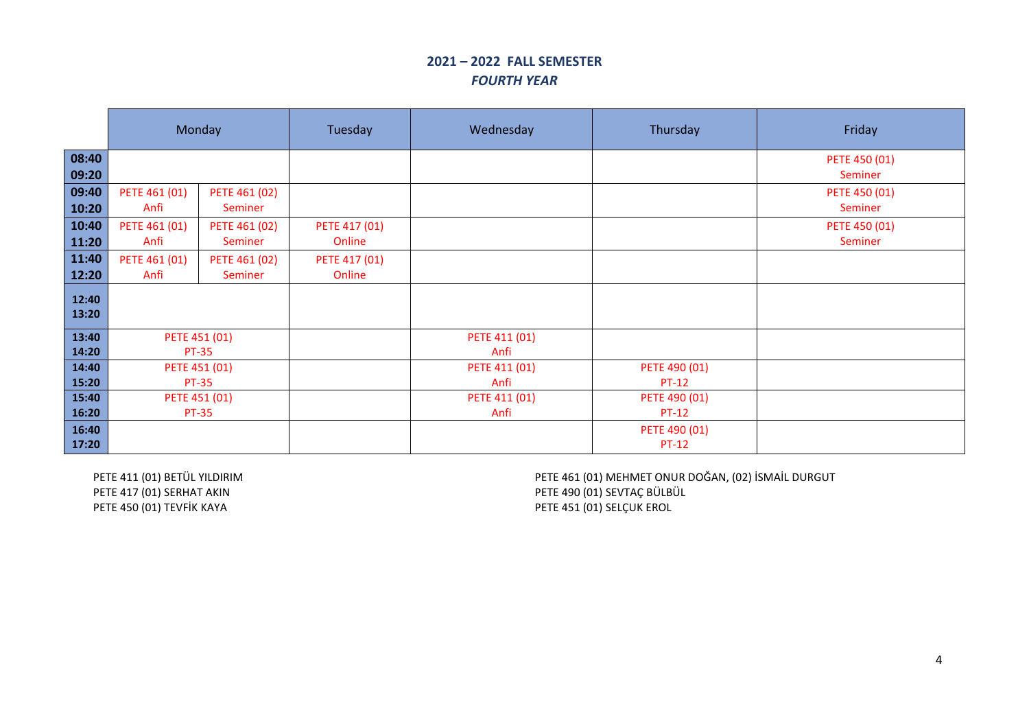## 2021 – 2022 FALL SEMESTER

### *FOURTH YEAR*

| | Monday | | Tuesday | Wednesday | Thursday | Friday |
|---|---|---|---|---|---|---|
| 08:40 09:20 | | | | | | PETE 450 (01) Seminer |
| 09:40 10:20 | PETE 461 (01) Anfi | PETE 461 (02) Seminer | | | | PETE 450 (01) Seminer |
| 10:40 11:20 | PETE 461 (01) Anfi | PETE 461 (02) Seminer | PETE 417 (01) Online | | | PETE 450 (01) Seminer |
| 11:40 12:20 | PETE 461 (01) Anfi | PETE 461 (02) Seminer | PETE 417 (01) Online | | | |
| 12:40 13:20 | | | | | | |
| 13:40 14:20 | PETE 451 (01) PT-35 | | | PETE 411 (01) Anfi | | |
| 14:40 15:20 | PETE 451 (01) PT-35 | | | PETE 411 (01) Anfi | PETE 490 (01) PT-12 | |
| 15:40 16:20 | PETE 451 (01) PT-35 | | | PETE 411 (01) Anfi | PETE 490 (01) PT-12 | |
| 16:40 17:20 | | | | | PETE 490 (01) PT-12 | |

PETE 411 (01) BETÜL YILDIRIM
PETE 417 (01) SERHAT AKIN
PETE 450 (01) TEVFİK KAYA
PETE 461 (01) MEHMET ONUR DOĞAN, (02) İSMAİL DURGUT
PETE 490 (01) SEVTAÇ BÜLBÜL
PETE 451 (01) SELÇUK EROL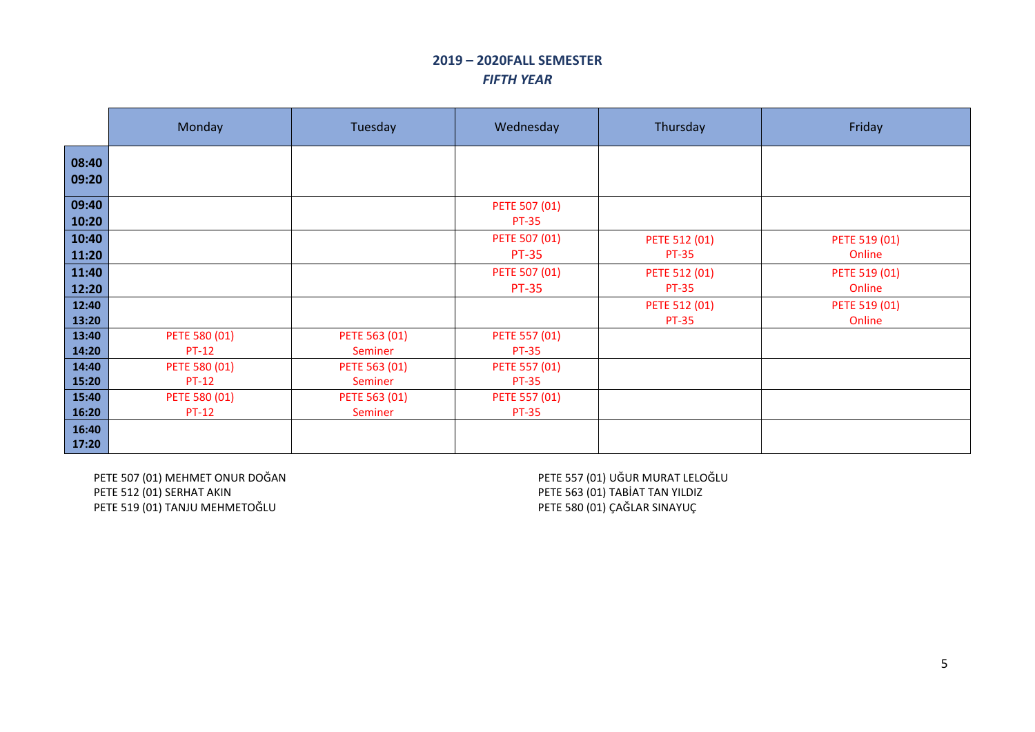## 2019 – 2020FALL SEMESTER

### *FIFTH YEAR*

| | Monday | Tuesday | Wednesday | Thursday | Friday |
|---|---|---|---|---|---|
| **08:40 09:20** | | | | | |
| **09:40 10:20** | | | PETE 507 (01) PT-35 | | |
| **10:40 11:20** | | | PETE 507 (01) PT-35 | PETE 512 (01) PT-35 | PETE 519 (01) Online |
| **11:40 12:20** | | | PETE 507 (01) PT-35 | PETE 512 (01) PT-35 | PETE 519 (01) Online |
| **12:40 13:20** | | | | PETE 512 (01) PT-35 | PETE 519 (01) Online |
| **13:40 14:20** | PETE 580 (01) PT-12 | PETE 563 (01) Seminer | PETE 557 (01) PT-35 | | |
| **14:40 15:20** | PETE 580 (01) PT-12 | PETE 563 (01) Seminer | PETE 557 (01) PT-35 | | |
| **15:40 16:20** | PETE 580 (01) PT-12 | PETE 563 (01) Seminer | PETE 557 (01) PT-35 | | |
| **16:40 17:20** | | | | | |

PETE 507 (01) MEHMET ONUR DOĞAN
PETE 512 (01) SERHAT AKIN
PETE 519 (01) TANJU MEHMETOĞLU

PETE 557 (01) UĞUR MURAT LELOĞLU
PETE 563 (01) TABİAT TAN YILDIZ
PETE 580 (01) ÇAĞLAR SINAYUÇ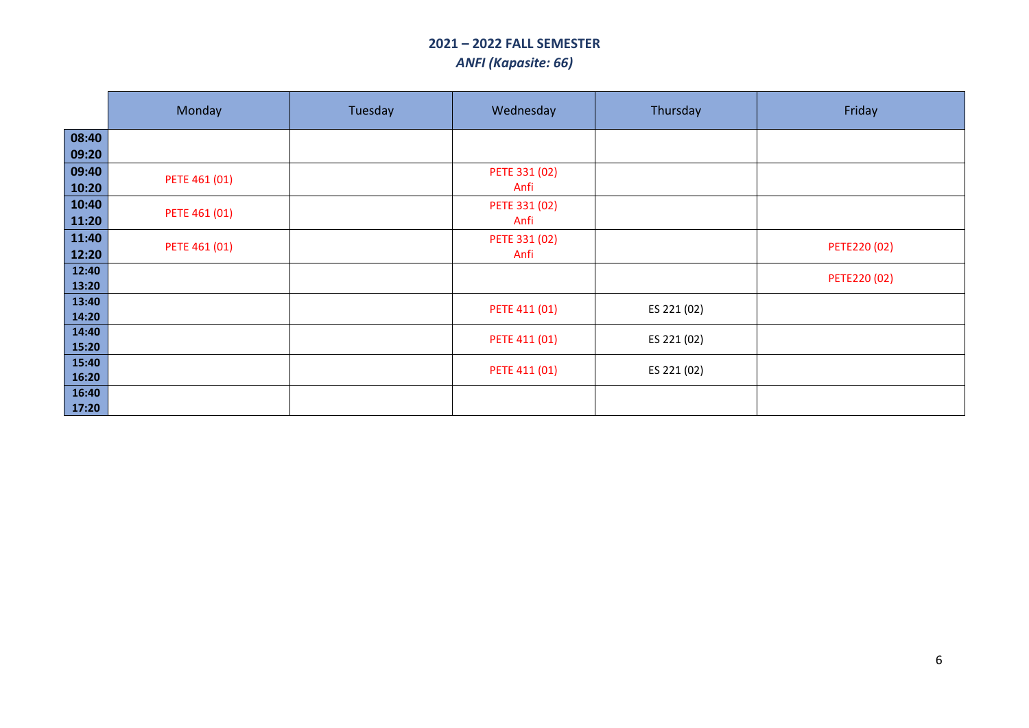## 2021 – 2022 FALL SEMESTER

***ANFI (Kapasite: 66)***

| | Monday | Tuesday | Wednesday | Thursday | Friday |
|---|---|---|---|---|---|
| **08:40 09:20** | | | | | |
| **09:40 10:20** | PETE 461 (01) | | PETE 331 (02) Anfi | | |
| **10:40 11:20** | PETE 461 (01) | | PETE 331 (02) Anfi | | |
| **11:40 12:20** | PETE 461 (01) | | PETE 331 (02) Anfi | | PETE220 (02) |
| **12:40 13:20** | | | | | PETE220 (02) |
| **13:40 14:20** | | | PETE 411 (01) | ES 221 (02) | |
| **14:40 15:20** | | | PETE 411 (01) | ES 221 (02) | |
| **15:40 16:20** | | | PETE 411 (01) | ES 221 (02) | |
| **16:40 17:20** | | | | | |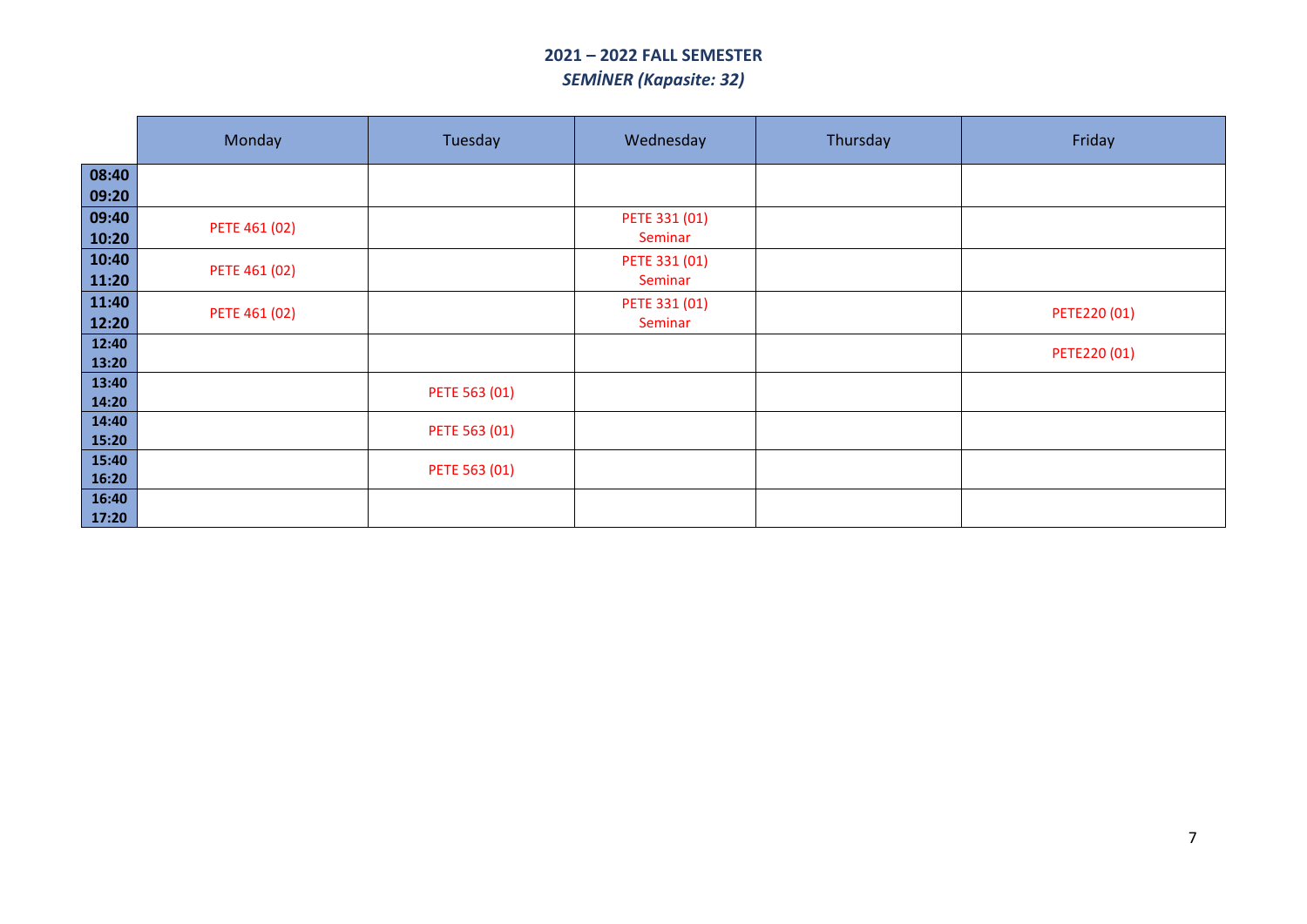## 2021 – 2022 FALL SEMESTER

### *SEMİNER (Kapasite: 32)*

| | Monday | Tuesday | Wednesday | Thursday | Friday |
|---|---|---|---|---|---|
| 08:40 09:20 | | | | | |
| 09:40 10:20 | PETE 461 (02) | | PETE 331 (01) Seminar | | |
| 10:40 11:20 | PETE 461 (02) | | PETE 331 (01) Seminar | | |
| 11:40 12:20 | PETE 461 (02) | | PETE 331 (01) Seminar | | PETE220 (01) |
| 12:40 13:20 | | | | | PETE220 (01) |
| 13:40 14:20 | | PETE 563 (01) | | | |
| 14:40 15:20 | | PETE 563 (01) | | | |
| 15:40 16:20 | | PETE 563 (01) | | | |
| 16:40 17:20 | | | | | |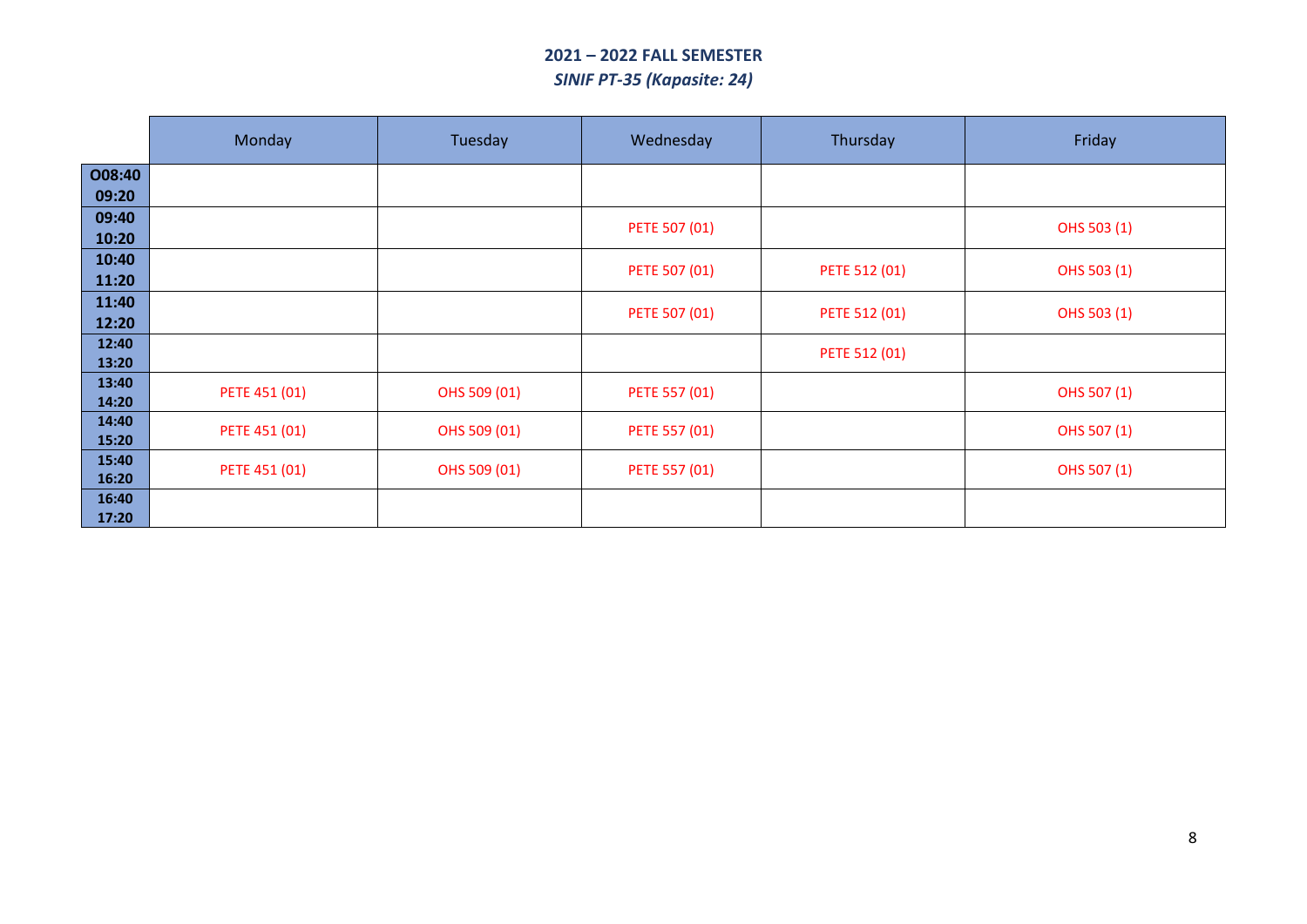## 2021 – 2022 FALL SEMESTER

### *SINIF PT-35 (Kapasite: 24)*

| | Monday | Tuesday | Wednesday | Thursday | Friday |
|---|---|---|---|---|---|
| **O08:40 09:20** | | | | | |
| **09:40 10:20** | | | PETE 507 (01) | | OHS 503 (1) |
| **10:40 11:20** | | | PETE 507 (01) | PETE 512 (01) | OHS 503 (1) |
| **11:40 12:20** | | | PETE 507 (01) | PETE 512 (01) | OHS 503 (1) |
| **12:40 13:20** | | | | PETE 512 (01) | |
| **13:40 14:20** | PETE 451 (01) | OHS 509 (01) | PETE 557 (01) | | OHS 507 (1) |
| **14:40 15:20** | PETE 451 (01) | OHS 509 (01) | PETE 557 (01) | | OHS 507 (1) |
| **15:40 16:20** | PETE 451 (01) | OHS 509 (01) | PETE 557 (01) | | OHS 507 (1) |
| **16:40 17:20** | | | | | |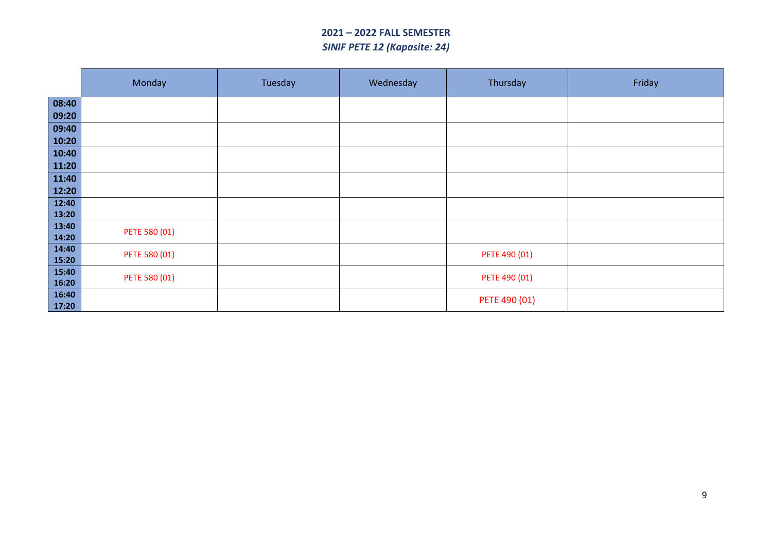## 2021 – 2022 FALL SEMESTER

### *SINIF PETE 12 (Kapasite: 24)*

| | Monday | Tuesday | Wednesday | Thursday | Friday |
|---|---|---|---|---|---|
| **08:40 09:20** | | | | | |
| **09:40 10:20** | | | | | |
| **10:40 11:20** | | | | | |
| **11:40 12:20** | | | | | |
| **12:40 13:20** | | | | | |
| **13:40 14:20** | PETE 580 (01) | | | | |
| **14:40 15:20** | PETE 580 (01) | | | PETE 490 (01) | |
| **15:40 16:20** | PETE 580 (01) | | | PETE 490 (01) | |
| **16:40 17:20** | | | | PETE 490 (01) | |